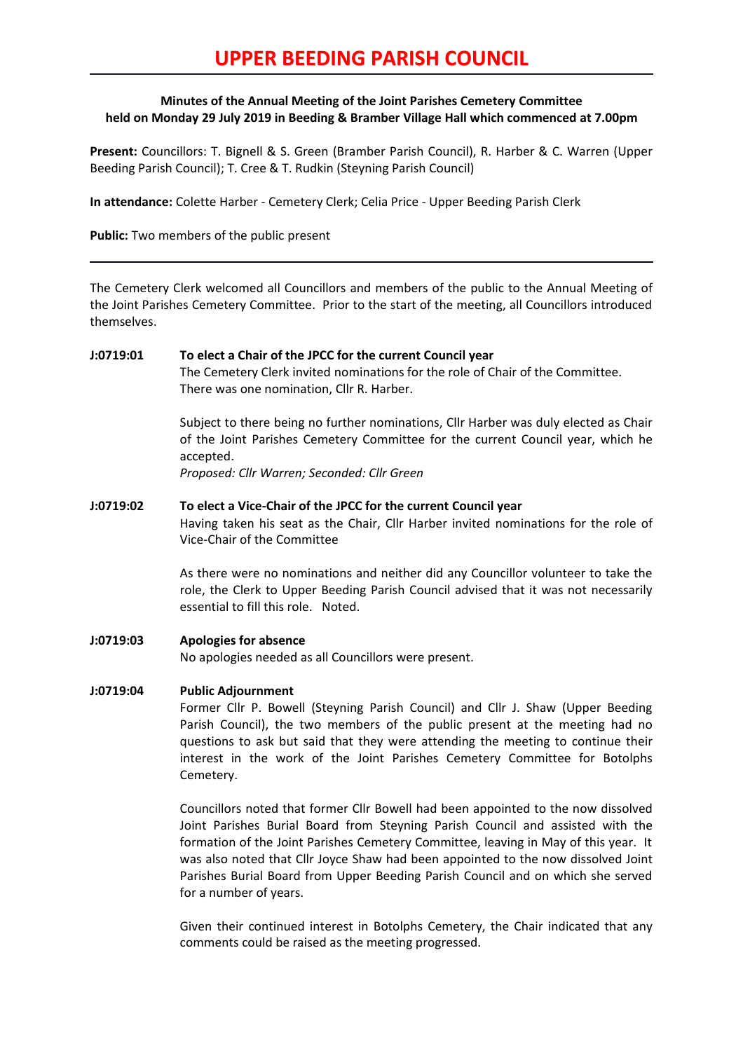# UPPER BEEDING PARISH COUNCIL

**Minutes of the Annual Meeting of the Joint Parishes Cemetery Committee held on Monday 29 July 2019 in Beeding & Bramber Village Hall which commenced at 7.00pm**

**Present:** Councillors: T. Bignell & S. Green (Bramber Parish Council), R. Harber & C. Warren (Upper Beeding Parish Council); T. Cree & T. Rudkin (Steyning Parish Council)

**In attendance:** Colette Harber - Cemetery Clerk; Celia Price - Upper Beeding Parish Clerk

**Public:** Two members of the public present

---

The Cemetery Clerk welcomed all Councillors and members of the public to the Annual Meeting of the Joint Parishes Cemetery Committee. Prior to the start of the meeting, all Councillors introduced themselves.

**J:0719:01 To elect a Chair of the JPCC for the current Council year**

The Cemetery Clerk invited nominations for the role of Chair of the Committee. There was one nomination, Cllr R. Harber.

Subject to there being no further nominations, Cllr Harber was duly elected as Chair of the Joint Parishes Cemetery Committee for the current Council year, which he accepted.
*Proposed: Cllr Warren; Seconded: Cllr Green*

**J:0719:02 To elect a Vice-Chair of the JPCC for the current Council year**

Having taken his seat as the Chair, Cllr Harber invited nominations for the role of Vice-Chair of the Committee

As there were no nominations and neither did any Councillor volunteer to take the role, the Clerk to Upper Beeding Parish Council advised that it was not necessarily essential to fill this role. Noted.

**J:0719:03 Apologies for absence**

No apologies needed as all Councillors were present.

**J:0719:04 Public Adjournment**

Former Cllr P. Bowell (Steyning Parish Council) and Cllr J. Shaw (Upper Beeding Parish Council), the two members of the public present at the meeting had no questions to ask but said that they were attending the meeting to continue their interest in the work of the Joint Parishes Cemetery Committee for Botolphs Cemetery.

Councillors noted that former Cllr Bowell had been appointed to the now dissolved Joint Parishes Burial Board from Steyning Parish Council and assisted with the formation of the Joint Parishes Cemetery Committee, leaving in May of this year. It was also noted that Cllr Joyce Shaw had been appointed to the now dissolved Joint Parishes Burial Board from Upper Beeding Parish Council and on which she served for a number of years.

Given their continued interest in Botolphs Cemetery, the Chair indicated that any comments could be raised as the meeting progressed.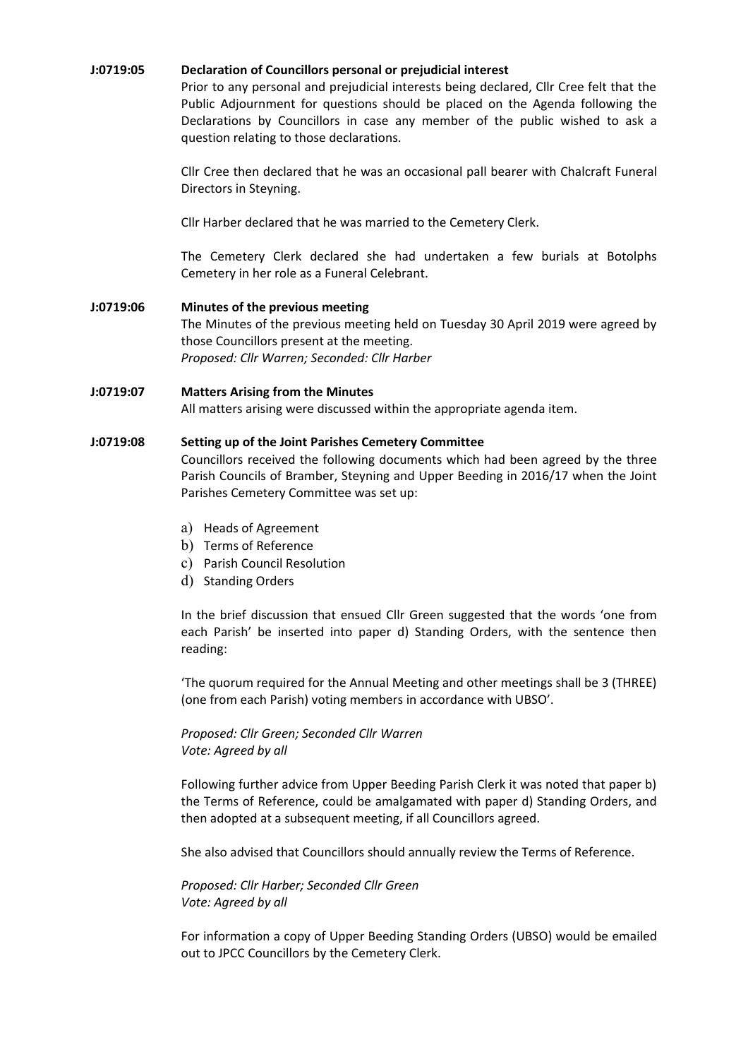**J:0719:05 Declaration of Councillors personal or prejudicial interest**

Prior to any personal and prejudicial interests being declared, Cllr Cree felt that the Public Adjournment for questions should be placed on the Agenda following the Declarations by Councillors in case any member of the public wished to ask a question relating to those declarations.

Cllr Cree then declared that he was an occasional pall bearer with Chalcraft Funeral Directors in Steyning.

Cllr Harber declared that he was married to the Cemetery Clerk.

The Cemetery Clerk declared she had undertaken a few burials at Botolphs Cemetery in her role as a Funeral Celebrant.

**J:0719:06 Minutes of the previous meeting**

The Minutes of the previous meeting held on Tuesday 30 April 2019 were agreed by those Councillors present at the meeting.
*Proposed: Cllr Warren; Seconded: Cllr Harber*

**J:0719:07 Matters Arising from the Minutes**

All matters arising were discussed within the appropriate agenda item.

**J:0719:08 Setting up of the Joint Parishes Cemetery Committee**

Councillors received the following documents which had been agreed by the three Parish Councils of Bramber, Steyning and Upper Beeding in 2016/17 when the Joint Parishes Cemetery Committee was set up:

a) Heads of Agreement
b) Terms of Reference
c) Parish Council Resolution
d) Standing Orders

In the brief discussion that ensued Cllr Green suggested that the words 'one from each Parish' be inserted into paper d) Standing Orders, with the sentence then reading:

'The quorum required for the Annual Meeting and other meetings shall be 3 (THREE) (one from each Parish) voting members in accordance with UBSO'.

*Proposed: Cllr Green; Seconded Cllr Warren*
*Vote: Agreed by all*

Following further advice from Upper Beeding Parish Clerk it was noted that paper b) the Terms of Reference, could be amalgamated with paper d) Standing Orders, and then adopted at a subsequent meeting, if all Councillors agreed.

She also advised that Councillors should annually review the Terms of Reference.

*Proposed: Cllr Harber; Seconded Cllr Green*
*Vote: Agreed by all*

For information a copy of Upper Beeding Standing Orders (UBSO) would be emailed out to JPCC Councillors by the Cemetery Clerk.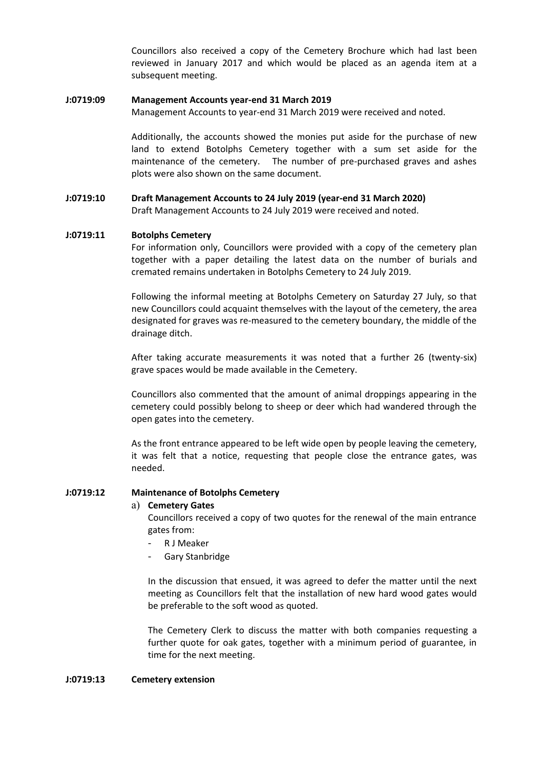Councillors also received a copy of the Cemetery Brochure which had last been reviewed in January 2017 and which would be placed as an agenda item at a subsequent meeting.

**J:0719:09 Management Accounts year-end 31 March 2019**

Management Accounts to year-end 31 March 2019 were received and noted.

Additionally, the accounts showed the monies put aside for the purchase of new land to extend Botolphs Cemetery together with a sum set aside for the maintenance of the cemetery. The number of pre-purchased graves and ashes plots were also shown on the same document.

**J:0719:10 Draft Management Accounts to 24 July 2019 (year-end 31 March 2020)**

Draft Management Accounts to 24 July 2019 were received and noted.

**J:0719:11 Botolphs Cemetery**

For information only, Councillors were provided with a copy of the cemetery plan together with a paper detailing the latest data on the number of burials and cremated remains undertaken in Botolphs Cemetery to 24 July 2019.

Following the informal meeting at Botolphs Cemetery on Saturday 27 July, so that new Councillors could acquaint themselves with the layout of the cemetery, the area designated for graves was re-measured to the cemetery boundary, the middle of the drainage ditch.

After taking accurate measurements it was noted that a further 26 (twenty-six) grave spaces would be made available in the Cemetery.

Councillors also commented that the amount of animal droppings appearing in the cemetery could possibly belong to sheep or deer which had wandered through the open gates into the cemetery.

As the front entrance appeared to be left wide open by people leaving the cemetery, it was felt that a notice, requesting that people close the entrance gates, was needed.

**J:0719:12 Maintenance of Botolphs Cemetery**

a) **Cemetery Gates**

Councillors received a copy of two quotes for the renewal of the main entrance gates from:

- R J Meaker
- Gary Stanbridge

In the discussion that ensued, it was agreed to defer the matter until the next meeting as Councillors felt that the installation of new hard wood gates would be preferable to the soft wood as quoted.

The Cemetery Clerk to discuss the matter with both companies requesting a further quote for oak gates, together with a minimum period of guarantee, in time for the next meeting.

**J:0719:13 Cemetery extension**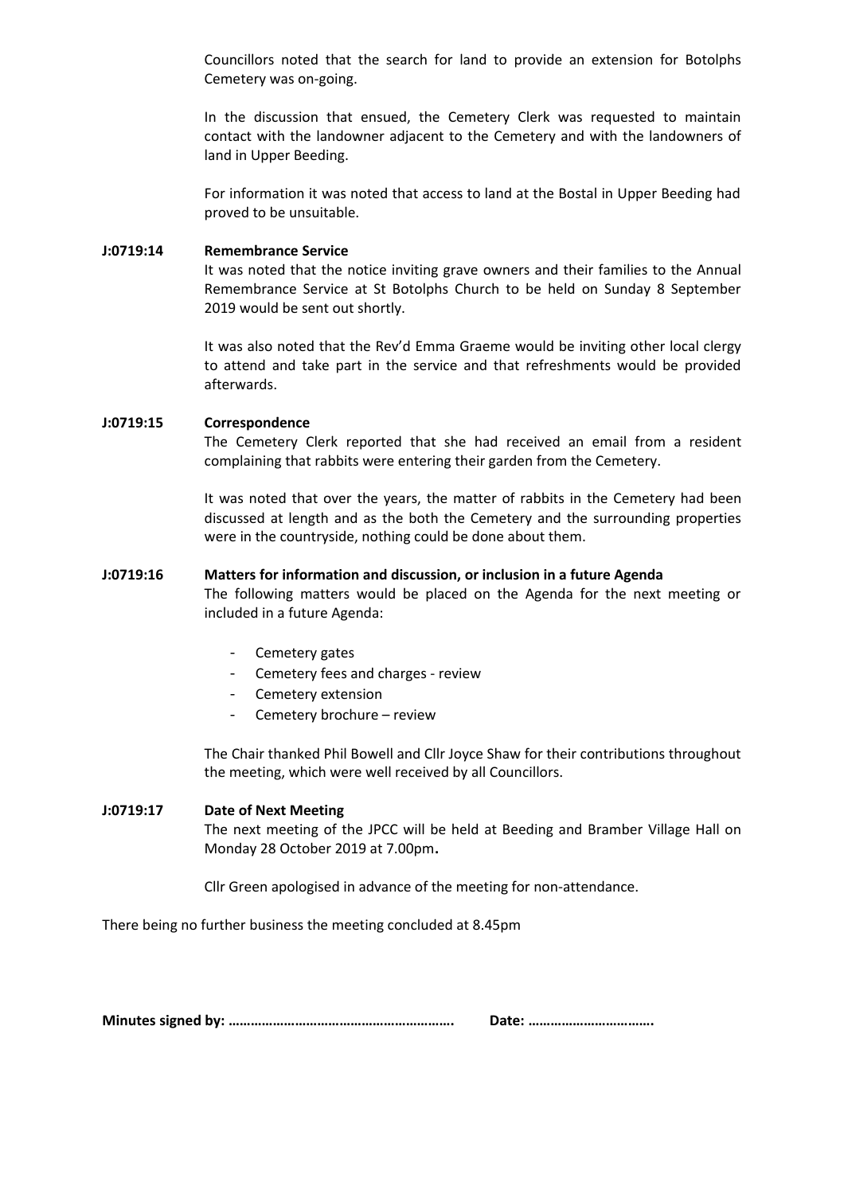Councillors noted that the search for land to provide an extension for Botolphs Cemetery was on-going.

In the discussion that ensued, the Cemetery Clerk was requested to maintain contact with the landowner adjacent to the Cemetery and with the landowners of land in Upper Beeding.

For information it was noted that access to land at the Bostal in Upper Beeding had proved to be unsuitable.

**J:0719:14 Remembrance Service**

It was noted that the notice inviting grave owners and their families to the Annual Remembrance Service at St Botolphs Church to be held on Sunday 8 September 2019 would be sent out shortly.

It was also noted that the Rev'd Emma Graeme would be inviting other local clergy to attend and take part in the service and that refreshments would be provided afterwards.

**J:0719:15 Correspondence**

The Cemetery Clerk reported that she had received an email from a resident complaining that rabbits were entering their garden from the Cemetery.

It was noted that over the years, the matter of rabbits in the Cemetery had been discussed at length and as the both the Cemetery and the surrounding properties were in the countryside, nothing could be done about them.

**J:0719:16 Matters for information and discussion, or inclusion in a future Agenda**

The following matters would be placed on the Agenda for the next meeting or included in a future Agenda:

- Cemetery gates
- Cemetery fees and charges - review
- Cemetery extension
- Cemetery brochure – review

The Chair thanked Phil Bowell and Cllr Joyce Shaw for their contributions throughout the meeting, which were well received by all Councillors.

**J:0719:17 Date of Next Meeting**

The next meeting of the JPCC will be held at Beeding and Bramber Village Hall on Monday 28 October 2019 at 7.00pm**.**

Cllr Green apologised in advance of the meeting for non-attendance.

There being no further business the meeting concluded at 8.45pm

**Minutes signed by: …………………………………………………. Date: …………………………….**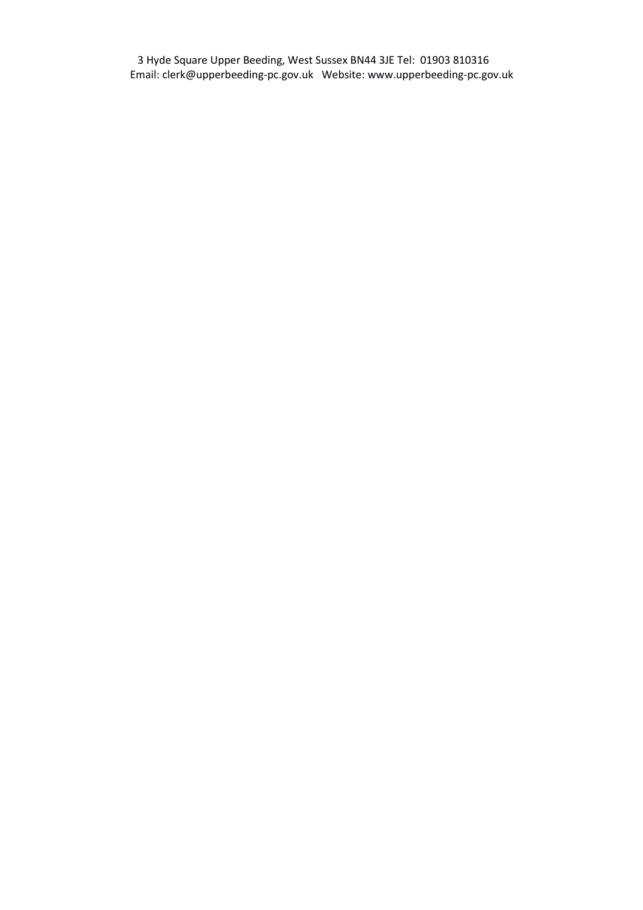3 Hyde Square Upper Beeding, West Sussex BN44 3JE Tel: 01903 810316
Email: clerk@upperbeeding-pc.gov.uk Website: www.upperbeeding-pc.gov.uk